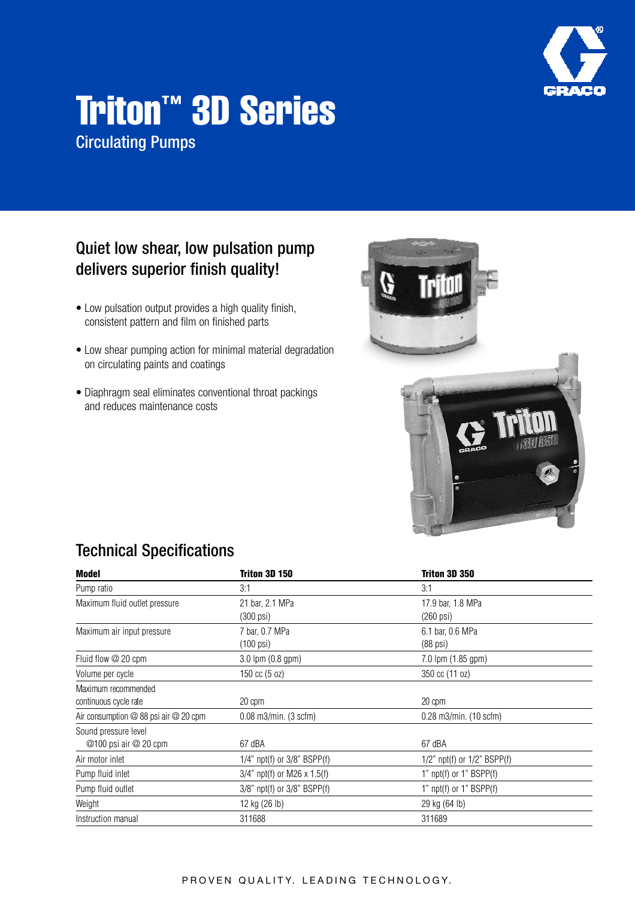# Triton™ 3D Series

Circulating Pumps

## Quiet low shear, low pulsation pump delivers superior finish quality!

- Low pulsation output provides a high quality finish, consistent pattern and film on finished parts
- Low shear pumping action for minimal material degradation on circulating paints and coatings
- Diaphragm seal eliminates conventional throat packings and reduces maintenance costs

## Technical Specifications

| Model | Triton 3D 150 | Triton 3D 350 |
|---|---|---|
| Pump ratio | 3:1 | 3:1 |
| Maximum fluid outlet pressure | 21 bar, 2.1 MPa (300 psi) | 17.9 bar, 1.8 MPa (260 psi) |
| Maximum air input pressure | 7 bar, 0.7 MPa (100 psi) | 6.1 bar, 0.6 MPa (88 psi) |
| Fluid flow @ 20 cpm | 3.0 lpm (0.8 gpm) | 7.0 lpm (1.85 gpm) |
| Volume per cycle | 150 cc (5 oz) | 350 cc (11 oz) |
| Maximum recommended continuous cycle rate | 20 cpm | 20 cpm |
| Air consumption @ 88 psi air @ 20 cpm | 0.08 m3/min. (3 scfm) | 0.28 m3/min. (10 scfm) |
| Sound pressure level @100 psi air @ 20 cpm | 67 dBA | 67 dBA |
| Air motor inlet | 1/4" npt(f) or 3/8" BSPP(f) | 1/2" npt(f) or 1/2" BSPP(f) |
| Pump fluid inlet | 3/4" npt(f) or M26 x 1.5(f) | 1" npt(f) or 1" BSPP(f) |
| Pump fluid outlet | 3/8" npt(f) or 3/8" BSPP(f) | 1" npt(f) or 1" BSPP(f) |
| Weight | 12 kg (26 lb) | 29 kg (64 lb) |
| Instruction manual | 311688 | 311689 |

PROVEN QUALITY. LEADING TECHNOLOGY.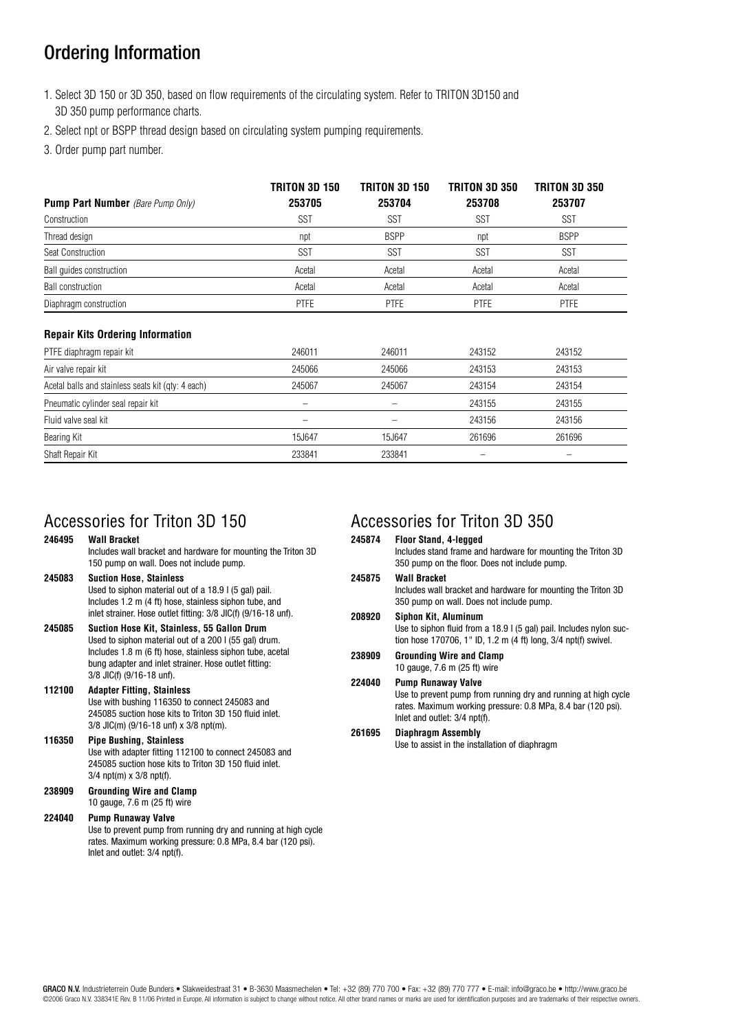# Ordering Information

1. Select 3D 150 or 3D 350, based on flow requirements of the circulating system. Refer to TRITON 3D150 and 3D 350 pump performance charts.
2. Select npt or BSPP thread design based on circulating system pumping requirements.
3. Order pump part number.

| **Pump Part Number** *(Bare Pump Only)* | **TRITON 3D 150 253705** | **TRITON 3D 150 253704** | **TRITON 3D 350 253708** | **TRITON 3D 350 253707** |
|---|---|---|---|---|
| Construction | SST | SST | SST | SST |
| Thread design | npt | BSPP | npt | BSPP |
| Seat Construction | SST | SST | SST | SST |
| Ball guides construction | Acetal | Acetal | Acetal | Acetal |
| Ball construction | Acetal | Acetal | Acetal | Acetal |
| Diaphragm construction | PTFE | PTFE | PTFE | PTFE |
| **Repair Kits Ordering Information** | | | | |
| PTFE diaphragm repair kit | 246011 | 246011 | 243152 | 243152 |
| Air valve repair kit | 245066 | 245066 | 243153 | 243153 |
| Acetal balls and stainless seats kit (qty: 4 each) | 245067 | 245067 | 243154 | 243154 |
| Pneumatic cylinder seal repair kit | – | – | 243155 | 243155 |
| Fluid valve seal kit | – | – | 243156 | 243156 |
| Bearing Kit | 15J647 | 15J647 | 261696 | 261696 |
| Shaft Repair Kit | 233841 | 233841 | – | – |

## Accessories for Triton 3D 150

**246495 Wall Bracket**
Includes wall bracket and hardware for mounting the Triton 3D 150 pump on wall. Does not include pump.

**245083 Suction Hose, Stainless**
Used to siphon material out of a 18.9 l (5 gal) pail. Includes 1.2 m (4 ft) hose, stainless siphon tube, and inlet strainer. Hose outlet fitting: 3/8 JIC(f) (9/16-18 unf).

**245085 Suction Hose Kit, Stainless, 55 Gallon Drum**
Used to siphon material out of a 200 l (55 gal) drum. Includes 1.8 m (6 ft) hose, stainless siphon tube, acetal bung adapter and inlet strainer. Hose outlet fitting: 3/8 JIC(f) (9/16-18 unf).

**112100 Adapter Fitting, Stainless**
Use with bushing 116350 to connect 245083 and 245085 suction hose kits to Triton 3D 150 fluid inlet. 3/8 JIC(m) (9/16-18 unf) x 3/8 npt(m).

**116350 Pipe Bushing, Stainless**
Use with adapter fitting 112100 to connect 245083 and 245085 suction hose kits to Triton 3D 150 fluid inlet. 3/4 npt(m) x 3/8 npt(f).

**238909 Grounding Wire and Clamp**
10 gauge, 7.6 m (25 ft) wire

**224040 Pump Runaway Valve**
Use to prevent pump from running dry and running at high cycle rates. Maximum working pressure: 0.8 MPa, 8.4 bar (120 psi). Inlet and outlet: 3/4 npt(f).

## Accessories for Triton 3D 350

**245874 Floor Stand, 4-legged**
Includes stand frame and hardware for mounting the Triton 3D 350 pump on the floor. Does not include pump.

**245875 Wall Bracket**
Includes wall bracket and hardware for mounting the Triton 3D 350 pump on wall. Does not include pump.

**208920 Siphon Kit, Aluminum**
Use to siphon fluid from a 18.9 l (5 gal) pail. Includes nylon suction hose 170706, 1" ID, 1.2 m (4 ft) long, 3/4 npt(f) swivel.

**238909 Grounding Wire and Clamp**
10 gauge, 7.6 m (25 ft) wire

**224040 Pump Runaway Valve**
Use to prevent pump from running dry and running at high cycle rates. Maximum working pressure: 0.8 MPa, 8.4 bar (120 psi). Inlet and outlet: 3/4 npt(f).

**261695 Diaphragm Assembly**
Use to assist in the installation of diaphragm

**GRACO N.V.** Industrieterrein Oude Bunders • Slakweidestraat 31 • B-3630 Maasmechelen • Tel: +32 (89) 770 700 • Fax: +32 (89) 770 777 • E-mail: info@graco.be • http://www.graco.be
©2006 Graco N.V. 338341E Rev. B 11/06 Printed in Europe. All information is subject to change without notice. All other brand names or marks are used for identification purposes and are trademarks of their respective owners.